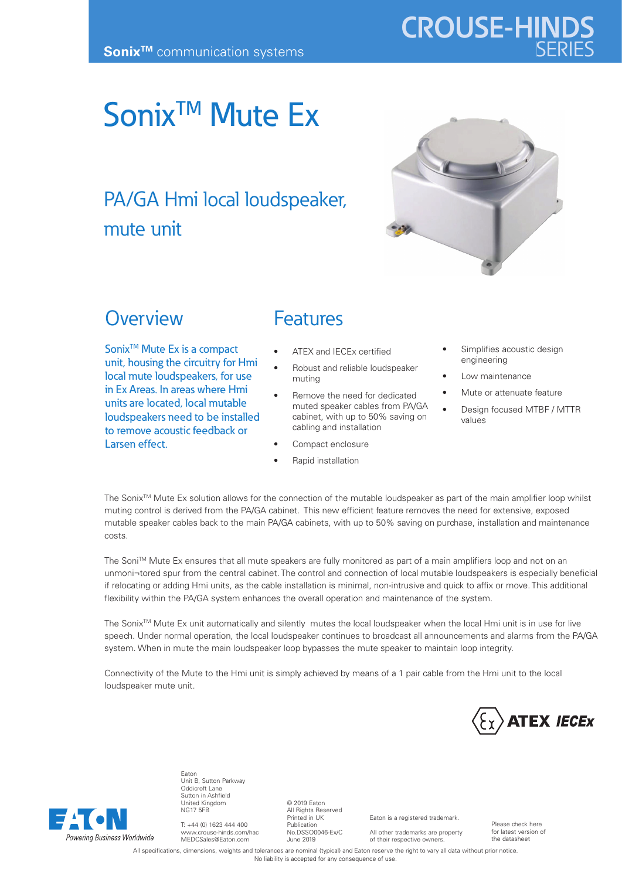Sonix™ communication systems

CROUSE-HINDS SERIES

# Sonix™ Mute Ex

## PA/GA Hmi local loudspeaker, mute unit

## Overview

Sonix™ Mute Ex is a compact unit, housing the circuitry for Hmi local mute loudspeakers, for use in Ex Areas. In areas where Hmi units are located, local mutable loudspeakers need to be installed to remove acoustic feedback or Larsen effect.

## Features

- ATEX and IECEx certified
- Robust and reliable loudspeaker muting
- Remove the need for dedicated muted speaker cables from PA/GA cabinet, with up to 50% saving on cabling and installation
- Compact enclosure
- Rapid installation
- Simplifies acoustic design engineering
- Low maintenance
- Mute or attenuate feature
- Design focused MTBF / MTTR values

The Sonix™ Mute Ex solution allows for the connection of the mutable loudspeaker as part of the main amplifier loop whilst muting control is derived from the PA/GA cabinet. This new efficient feature removes the need for extensive, exposed mutable speaker cables back to the main PA/GA cabinets, with up to 50% saving on purchase, installation and maintenance costs.

The Soni™ Mute Ex ensures that all mute speakers are fully monitored as part of a main amplifiers loop and not on an unmoni¬tored spur from the central cabinet. The control and connection of local mutable loudspeakers is especially beneficial if relocating or adding Hmi units, as the cable installation is minimal, non-intrusive and quick to affix or move. This additional flexibility within the PA/GA system enhances the overall operation and maintenance of the system.

The Sonix™ Mute Ex unit automatically and silently mutes the local loudspeaker when the local Hmi unit is in use for live speech. Under normal operation, the local loudspeaker continues to broadcast all announcements and alarms from the PA/GA system. When in mute the main loudspeaker loop bypasses the mute speaker to maintain loop integrity.

Connectivity of the Mute to the Hmi unit is simply achieved by means of a 1 pair cable from the Hmi unit to the local loudspeaker mute unit.

ATEX IECEx

Eaton
Unit B, Sutton Parkway
Oddicroft Lane
Sutton in Ashfield
United Kingdom
NG17 5FB

T: +44 (0) 1623 444 400
www.crouse-hinds.com/hac
MEDCSales@Eaton.com

© 2019 Eaton
All Rights Reserved
Printed in UK
Publication
No.DSSO0046-Ex/C
June 2019

Eaton is a registered trademark.

All other trademarks are property of their respective owners.

Please check here for latest version of the datasheet

All specifications, dimensions, weights and tolerances are nominal (typical) and Eaton reserve the right to vary all data without prior notice.
No liability is accepted for any consequence of use.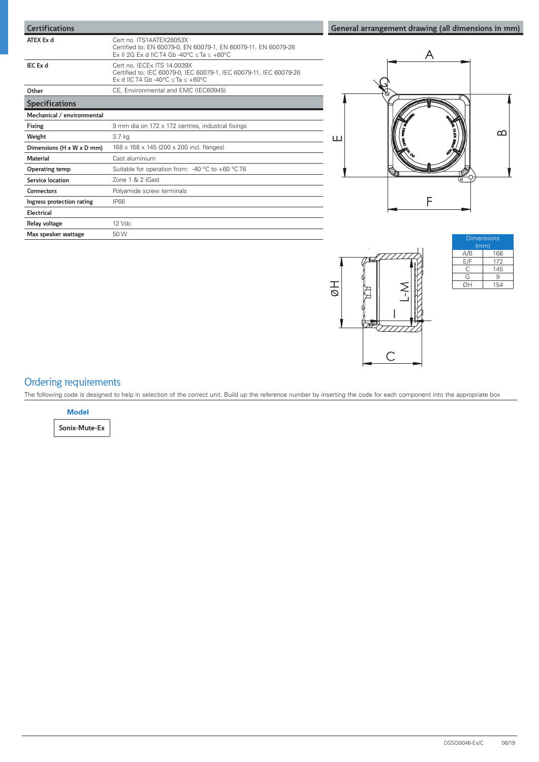## Certifications

| | |
|---|---|
| **ATEX Ex d** | Cert no. ITS14ATEX28053X<br>Certified to: EN 60079-0, EN 60079-1, EN 60079-11, EN 60079-26<br>Ex II 2G Ex d IIC T4 Gb -40°C ≤ Ta ≤ +60°C |
| **IEC Ex d** | Cert no. IECEx ITS 14.0039X<br>Certified to: IEC 60079-0, IEC 60079-1, IEC 60079-11, IEC 60079-26<br>Ex d IIC T4 Gb -40°C ≤ Ta ≤ +60°C |
| **Other** | CE, Environmental and EMC (IEC60945) |

## Specifications

| | |
|---|---|
| **Mechanical / environmental** | |
| **Fixing** | 9 mm dia on 172 x 172 centres, industrial fixings |
| **Weight** | 3.7 kg |
| **Dimensions (H x W x D mm)** | 168 x 168 x 145 (200 x 200 incl. flanges) |
| **Material** | Cast aluminium |
| **Operating temp** | Suitable for operation from: -40 °C to +60 °C T6 |
| **Service location** | Zone 1 & 2 (Gas) |
| **Connectors** | Polyamide screw terminals |
| **Ingress protection rating** | IP66 |
| **Electrical** | |
| **Relay voltage** | 12 Vdc |
| **Max speaker wattage** | 50 W |

## General arrangement drawing (all dimensions in mm)

A
B
E
F
G
ØH
L-M
C

| Dimensions (mm) | |
|---|---|
| A/B | 168 |
| E/F | 172 |
| C | 145 |
| G | 9 |
| ØH | 154 |

## Ordering requirements

The following code is designed to help in selection of the correct unit. Build up the reference number by inserting the code for each component into the appropriate box

**Model**

| Sonix-Mute-Ex |
|---|

DSSO0046-Ex/C 06/19